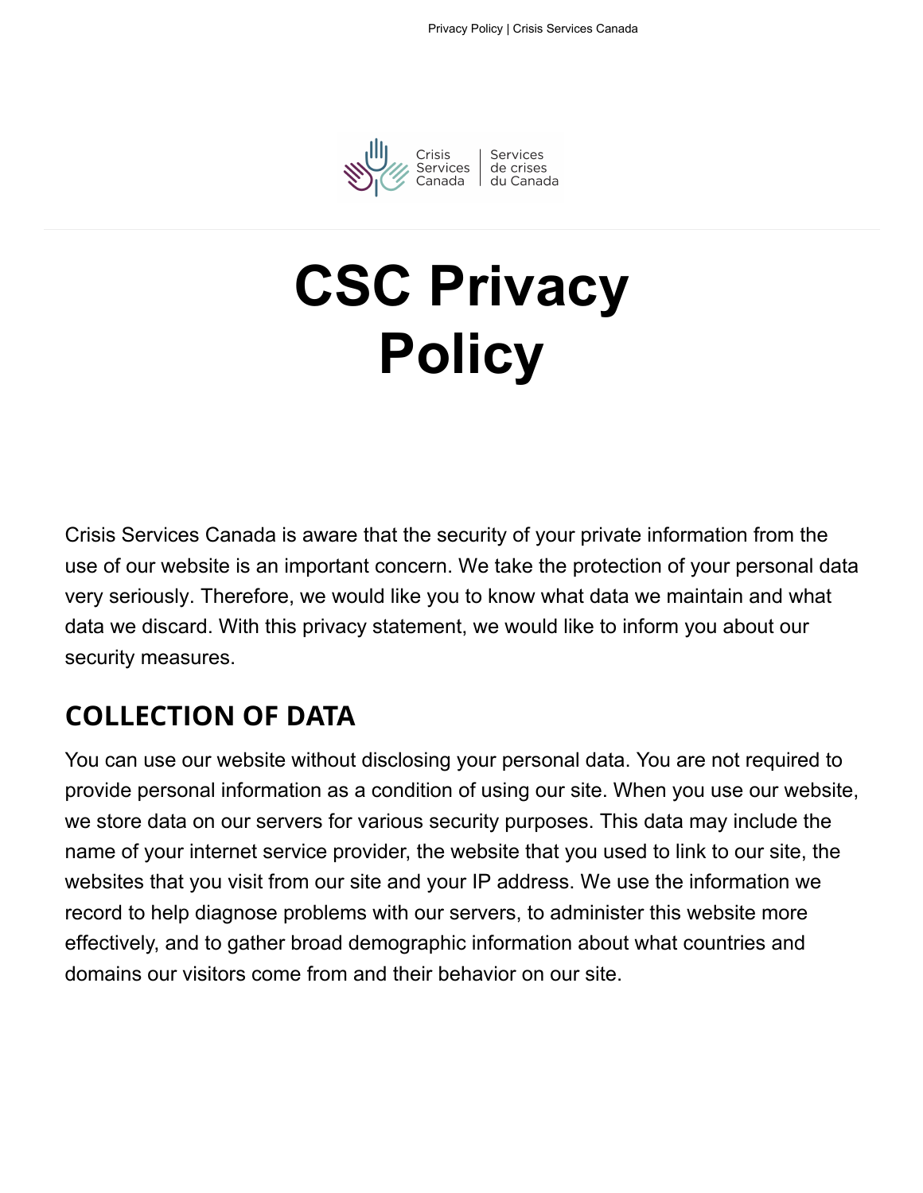# CSC Privacy Policy

Crisis Services Canada is aware that the security of your private information from the use of our website is an important concern. We take the protection of your personal data very seriously. Therefore, we would like you to know what data we maintain and what data we discard. With this privacy statement, we would like to inform you about our security measures.

## COLLECTION OF DATA

You can use our website without disclosing your personal data. You are not required to provide personal information as a condition of using our site. When you use our website, we store data on our servers for various security purposes. This data may include the name of your internet service provider, the website that you used to link to our site, the websites that you visit from our site and your IP address. We use the information we record to help diagnose problems with our servers, to administer this website more effectively, and to gather broad demographic information about what countries and domains our visitors come from and their behavior on our site.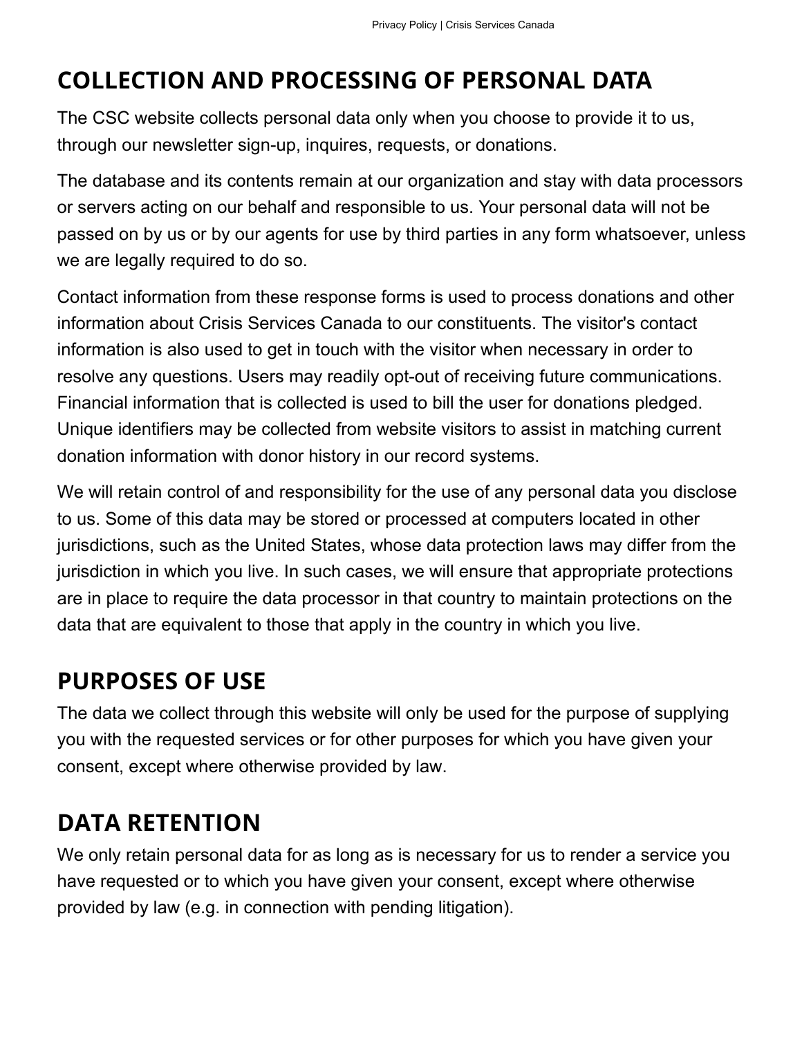## COLLECTION AND PROCESSING OF PERSONAL DATA

The CSC website collects personal data only when you choose to provide it to us, through our newsletter sign-up, inquires, requests, or donations.

The database and its contents remain at our organization and stay with data processors or servers acting on our behalf and responsible to us. Your personal data will not be passed on by us or by our agents for use by third parties in any form whatsoever, unless we are legally required to do so.

Contact information from these response forms is used to process donations and other information about Crisis Services Canada to our constituents. The visitor's contact information is also used to get in touch with the visitor when necessary in order to resolve any questions. Users may readily opt-out of receiving future communications. Financial information that is collected is used to bill the user for donations pledged. Unique identifiers may be collected from website visitors to assist in matching current donation information with donor history in our record systems.

We will retain control of and responsibility for the use of any personal data you disclose to us. Some of this data may be stored or processed at computers located in other jurisdictions, such as the United States, whose data protection laws may differ from the jurisdiction in which you live. In such cases, we will ensure that appropriate protections are in place to require the data processor in that country to maintain protections on the data that are equivalent to those that apply in the country in which you live.

## PURPOSES OF USE

The data we collect through this website will only be used for the purpose of supplying you with the requested services or for other purposes for which you have given your consent, except where otherwise provided by law.

## DATA RETENTION

We only retain personal data for as long as is necessary for us to render a service you have requested or to which you have given your consent, except where otherwise provided by law (e.g. in connection with pending litigation).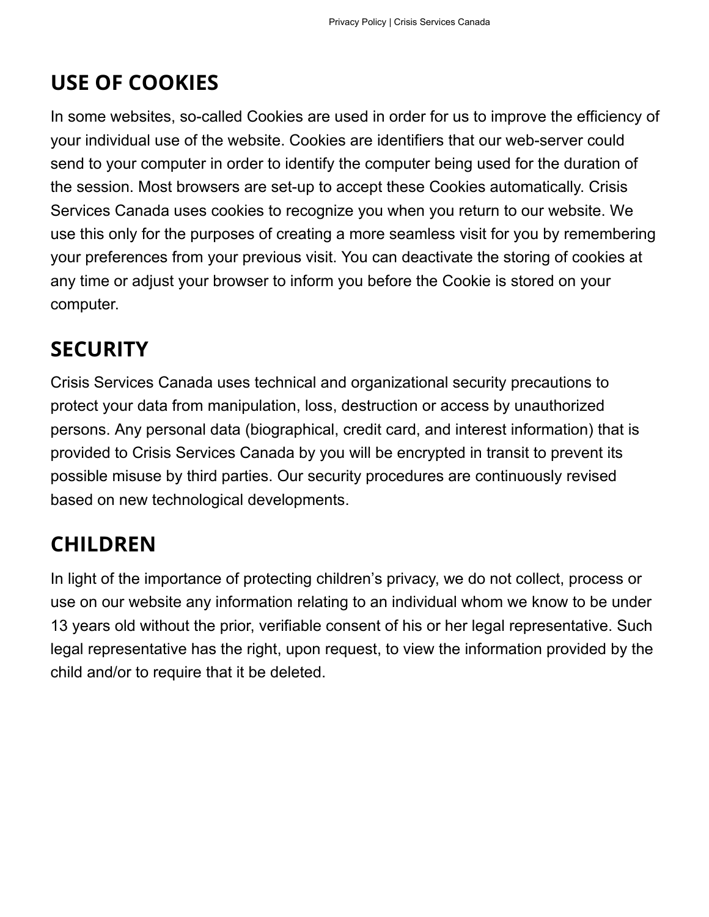## USE OF COOKIES

In some websites, so-called Cookies are used in order for us to improve the efficiency of your individual use of the website. Cookies are identifiers that our web-server could send to your computer in order to identify the computer being used for the duration of the session. Most browsers are set-up to accept these Cookies automatically. Crisis Services Canada uses cookies to recognize you when you return to our website. We use this only for the purposes of creating a more seamless visit for you by remembering your preferences from your previous visit. You can deactivate the storing of cookies at any time or adjust your browser to inform you before the Cookie is stored on your computer.

## SECURITY

Crisis Services Canada uses technical and organizational security precautions to protect your data from manipulation, loss, destruction or access by unauthorized persons. Any personal data (biographical, credit card, and interest information) that is provided to Crisis Services Canada by you will be encrypted in transit to prevent its possible misuse by third parties. Our security procedures are continuously revised based on new technological developments.

## CHILDREN

In light of the importance of protecting children's privacy, we do not collect, process or use on our website any information relating to an individual whom we know to be under 13 years old without the prior, verifiable consent of his or her legal representative. Such legal representative has the right, upon request, to view the information provided by the child and/or to require that it be deleted.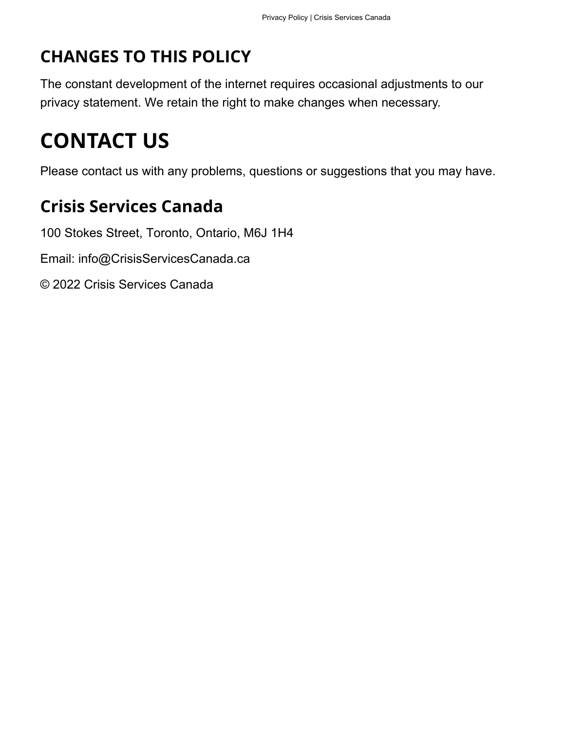## CHANGES TO THIS POLICY

The constant development of the internet requires occasional adjustments to our privacy statement. We retain the right to make changes when necessary.

# CONTACT US

Please contact us with any problems, questions or suggestions that you may have.

## Crisis Services Canada

100 Stokes Street, Toronto, Ontario, M6J 1H4

Email: info@CrisisServicesCanada.ca

© 2022 Crisis Services Canada